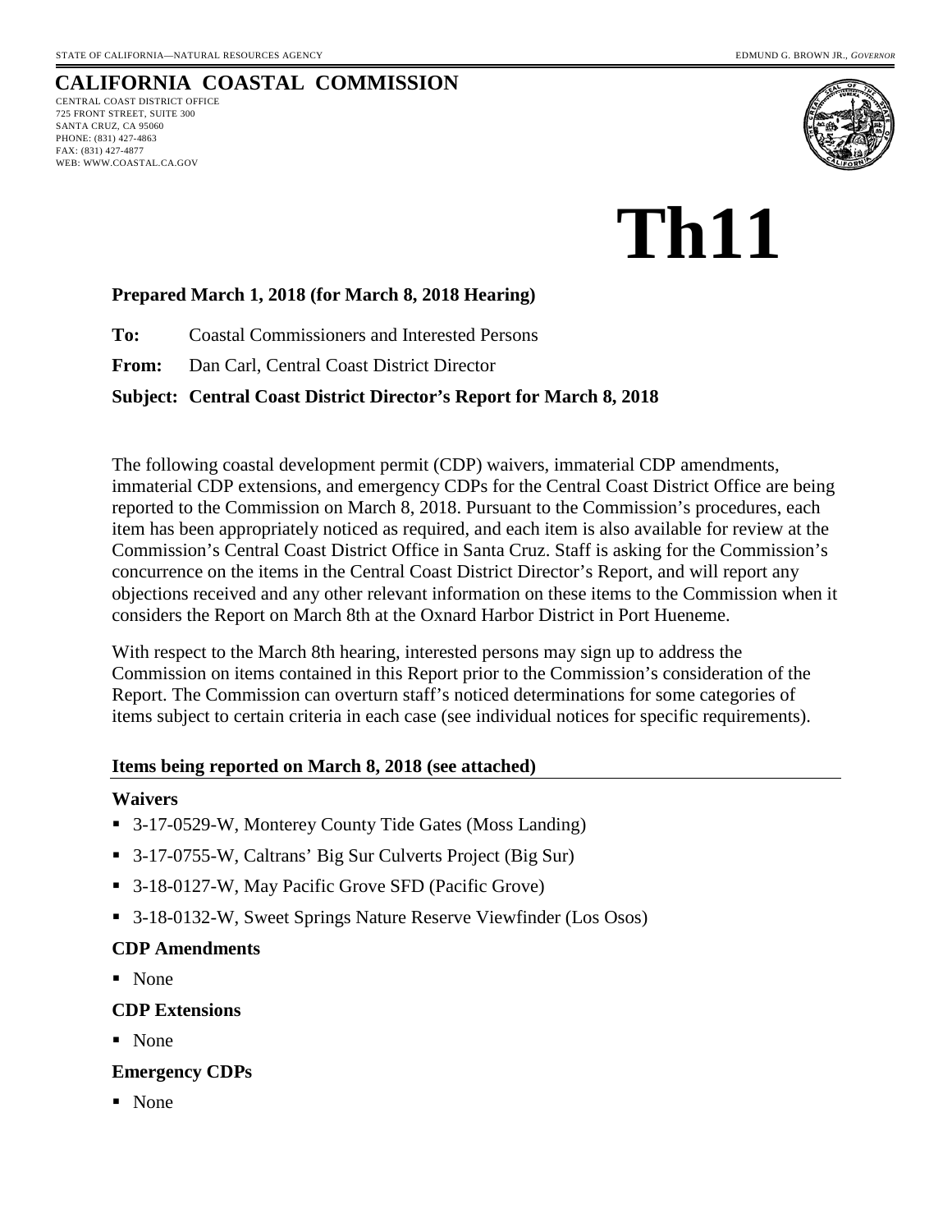STATE OF CALIFORNIA—NATURAL RESOURCES AGENCY EDMUND G. BROWN JR., *GOVERNOR*

# CALIFORNIA COASTAL COMMISSION

CENTRAL COAST DISTRICT OFFICE
725 FRONT STREET, SUITE 300
SANTA CRUZ, CA 95060
PHONE: (831) 427-4863
FAX: (831) 427-4877
WEB: WWW.COASTAL.CA.GOV

# Th11

**Prepared March 1, 2018 (for March 8, 2018 Hearing)**

**To:** Coastal Commissioners and Interested Persons

**From:** Dan Carl, Central Coast District Director

**Subject: Central Coast District Director's Report for March 8, 2018**

The following coastal development permit (CDP) waivers, immaterial CDP amendments, immaterial CDP extensions, and emergency CDPs for the Central Coast District Office are being reported to the Commission on March 8, 2018. Pursuant to the Commission's procedures, each item has been appropriately noticed as required, and each item is also available for review at the Commission's Central Coast District Office in Santa Cruz. Staff is asking for the Commission's concurrence on the items in the Central Coast District Director's Report, and will report any objections received and any other relevant information on these items to the Commission when it considers the Report on March 8th at the Oxnard Harbor District in Port Hueneme.

With respect to the March 8th hearing, interested persons may sign up to address the Commission on items contained in this Report prior to the Commission's consideration of the Report. The Commission can overturn staff's noticed determinations for some categories of items subject to certain criteria in each case (see individual notices for specific requirements).

## Items being reported on March 8, 2018 (see attached)

### Waivers

- 3-17-0529-W, Monterey County Tide Gates (Moss Landing)
- 3-17-0755-W, Caltrans' Big Sur Culverts Project (Big Sur)
- 3-18-0127-W, May Pacific Grove SFD (Pacific Grove)
- 3-18-0132-W, Sweet Springs Nature Reserve Viewfinder (Los Osos)

### CDP Amendments

- None

### CDP Extensions

- None

### Emergency CDPs

- None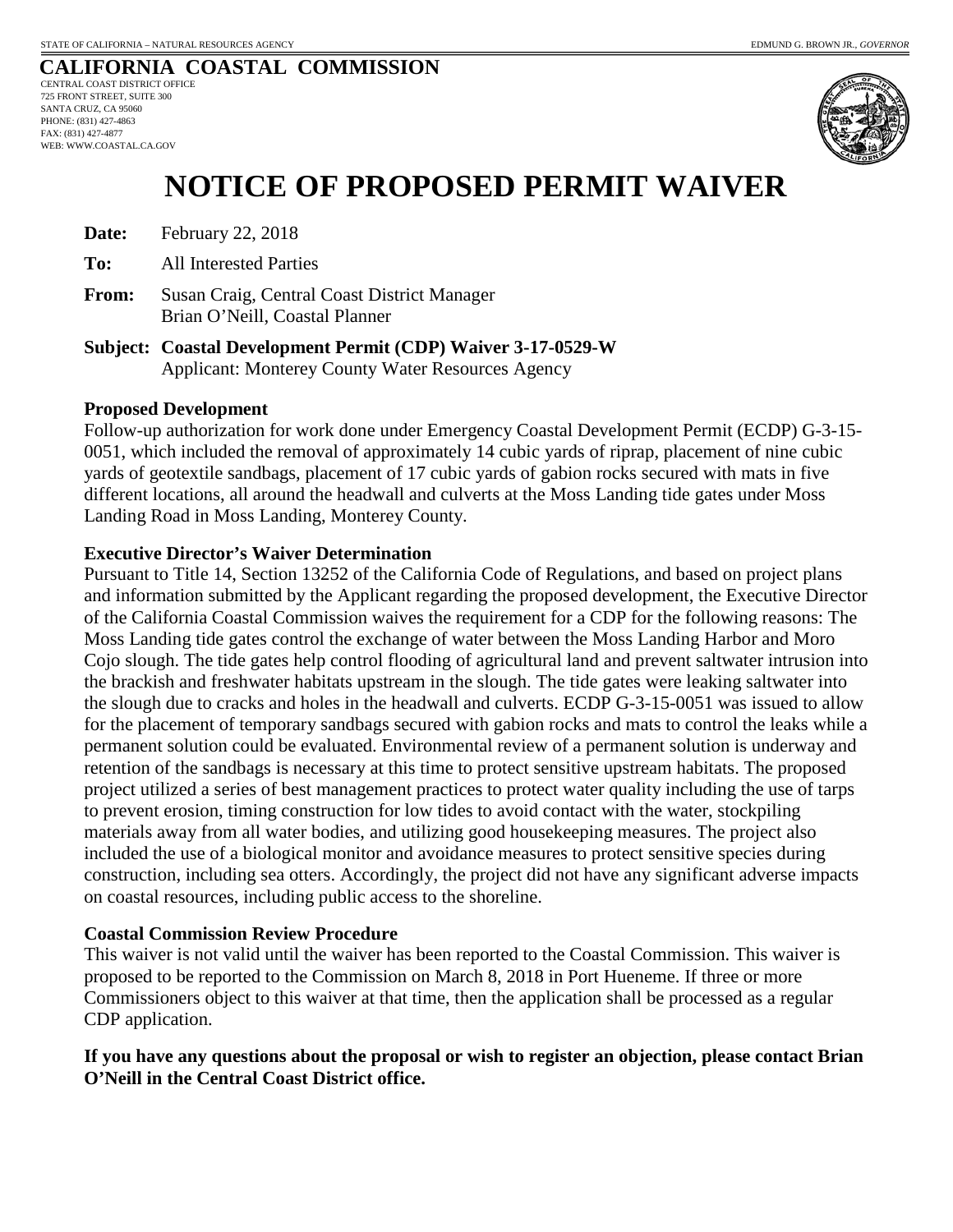STATE OF CALIFORNIA – NATURAL RESOURCES AGENCY

EDMUND G. BROWN JR., *GOVERNOR*

**CALIFORNIA COASTAL COMMISSION**

CENTRAL COAST DISTRICT OFFICE
725 FRONT STREET, SUITE 300
SANTA CRUZ, CA 95060
PHONE: (831) 427-4863
FAX: (831) 427-4877
WEB: WWW.COASTAL.CA.GOV

# NOTICE OF PROPOSED PERMIT WAIVER

**Date:** February 22, 2018

**To:** All Interested Parties

**From:** Susan Craig, Central Coast District Manager
Brian O'Neill, Coastal Planner

**Subject: Coastal Development Permit (CDP) Waiver 3-17-0529-W**
Applicant: Monterey County Water Resources Agency

**Proposed Development**

Follow-up authorization for work done under Emergency Coastal Development Permit (ECDP) G-3-15-0051, which included the removal of approximately 14 cubic yards of riprap, placement of nine cubic yards of geotextile sandbags, placement of 17 cubic yards of gabion rocks secured with mats in five different locations, all around the headwall and culverts at the Moss Landing tide gates under Moss Landing Road in Moss Landing, Monterey County.

**Executive Director's Waiver Determination**

Pursuant to Title 14, Section 13252 of the California Code of Regulations, and based on project plans and information submitted by the Applicant regarding the proposed development, the Executive Director of the California Coastal Commission waives the requirement for a CDP for the following reasons: The Moss Landing tide gates control the exchange of water between the Moss Landing Harbor and Moro Cojo slough. The tide gates help control flooding of agricultural land and prevent saltwater intrusion into the brackish and freshwater habitats upstream in the slough. The tide gates were leaking saltwater into the slough due to cracks and holes in the headwall and culverts. ECDP G-3-15-0051 was issued to allow for the placement of temporary sandbags secured with gabion rocks and mats to control the leaks while a permanent solution could be evaluated. Environmental review of a permanent solution is underway and retention of the sandbags is necessary at this time to protect sensitive upstream habitats. The proposed project utilized a series of best management practices to protect water quality including the use of tarps to prevent erosion, timing construction for low tides to avoid contact with the water, stockpiling materials away from all water bodies, and utilizing good housekeeping measures. The project also included the use of a biological monitor and avoidance measures to protect sensitive species during construction, including sea otters. Accordingly, the project did not have any significant adverse impacts on coastal resources, including public access to the shoreline.

**Coastal Commission Review Procedure**

This waiver is not valid until the waiver has been reported to the Coastal Commission. This waiver is proposed to be reported to the Commission on March 8, 2018 in Port Hueneme. If three or more Commissioners object to this waiver at that time, then the application shall be processed as a regular CDP application.

**If you have any questions about the proposal or wish to register an objection, please contact Brian O'Neill in the Central Coast District office.**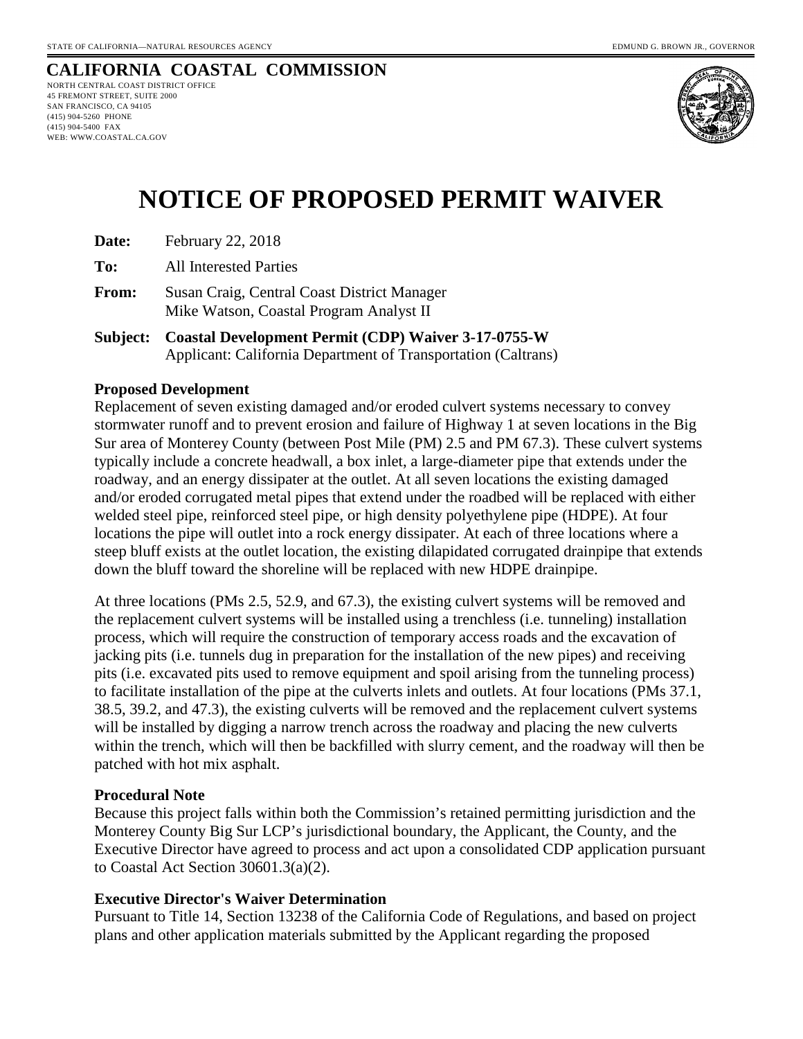STATE OF CALIFORNIA—NATURAL RESOURCES AGENCY EDMUND G. BROWN JR., GOVERNOR

**CALIFORNIA COASTAL COMMISSION**
NORTH CENTRAL COAST DISTRICT OFFICE
45 FREMONT STREET, SUITE 2000
SAN FRANCISCO, CA 94105
(415) 904-5260 PHONE
(415) 904-5400 FAX
WEB: WWW.COASTAL.CA.GOV

# NOTICE OF PROPOSED PERMIT WAIVER

**Date:** February 22, 2018

**To:** All Interested Parties

**From:** Susan Craig, Central Coast District Manager
Mike Watson, Coastal Program Analyst II

**Subject: Coastal Development Permit (CDP) Waiver 3-17-0755-W**
Applicant: California Department of Transportation (Caltrans)

**Proposed Development**
Replacement of seven existing damaged and/or eroded culvert systems necessary to convey stormwater runoff and to prevent erosion and failure of Highway 1 at seven locations in the Big Sur area of Monterey County (between Post Mile (PM) 2.5 and PM 67.3). These culvert systems typically include a concrete headwall, a box inlet, a large-diameter pipe that extends under the roadway, and an energy dissipater at the outlet. At all seven locations the existing damaged and/or eroded corrugated metal pipes that extend under the roadbed will be replaced with either welded steel pipe, reinforced steel pipe, or high density polyethylene pipe (HDPE). At four locations the pipe will outlet into a rock energy dissipater. At each of three locations where a steep bluff exists at the outlet location, the existing dilapidated corrugated drainpipe that extends down the bluff toward the shoreline will be replaced with new HDPE drainpipe.

At three locations (PMs 2.5, 52.9, and 67.3), the existing culvert systems will be removed and the replacement culvert systems will be installed using a trenchless (i.e. tunneling) installation process, which will require the construction of temporary access roads and the excavation of jacking pits (i.e. tunnels dug in preparation for the installation of the new pipes) and receiving pits (i.e. excavated pits used to remove equipment and spoil arising from the tunneling process) to facilitate installation of the pipe at the culverts inlets and outlets. At four locations (PMs 37.1, 38.5, 39.2, and 47.3), the existing culverts will be removed and the replacement culvert systems will be installed by digging a narrow trench across the roadway and placing the new culverts within the trench, which will then be backfilled with slurry cement, and the roadway will then be patched with hot mix asphalt.

**Procedural Note**
Because this project falls within both the Commission's retained permitting jurisdiction and the Monterey County Big Sur LCP's jurisdictional boundary, the Applicant, the County, and the Executive Director have agreed to process and act upon a consolidated CDP application pursuant to Coastal Act Section 30601.3(a)(2).

**Executive Director's Waiver Determination**
Pursuant to Title 14, Section 13238 of the California Code of Regulations, and based on project plans and other application materials submitted by the Applicant regarding the proposed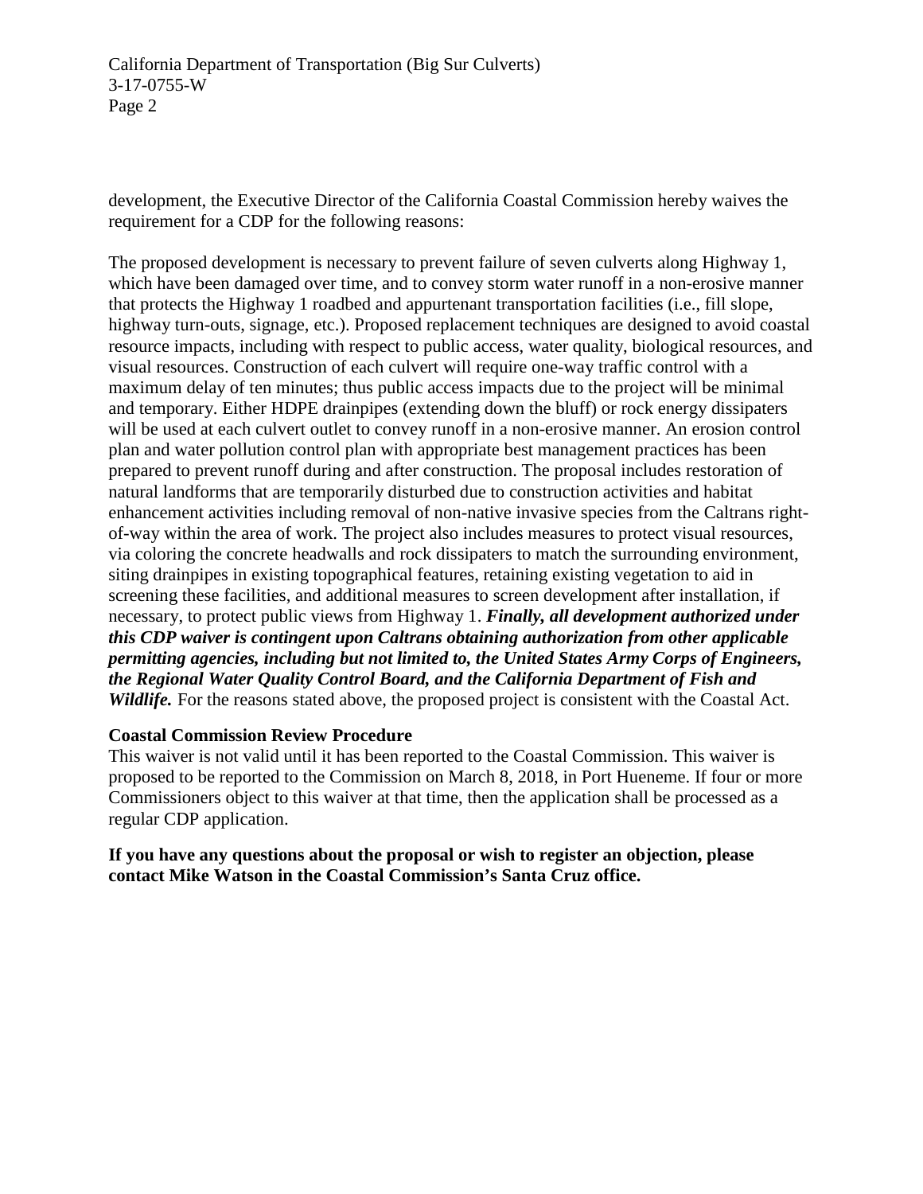development, the Executive Director of the California Coastal Commission hereby waives the requirement for a CDP for the following reasons:

The proposed development is necessary to prevent failure of seven culverts along Highway 1, which have been damaged over time, and to convey storm water runoff in a non-erosive manner that protects the Highway 1 roadbed and appurtenant transportation facilities (i.e., fill slope, highway turn-outs, signage, etc.). Proposed replacement techniques are designed to avoid coastal resource impacts, including with respect to public access, water quality, biological resources, and visual resources. Construction of each culvert will require one-way traffic control with a maximum delay of ten minutes; thus public access impacts due to the project will be minimal and temporary. Either HDPE drainpipes (extending down the bluff) or rock energy dissipaters will be used at each culvert outlet to convey runoff in a non-erosive manner. An erosion control plan and water pollution control plan with appropriate best management practices has been prepared to prevent runoff during and after construction. The proposal includes restoration of natural landforms that are temporarily disturbed due to construction activities and habitat enhancement activities including removal of non-native invasive species from the Caltrans right-of-way within the area of work. The project also includes measures to protect visual resources, via coloring the concrete headwalls and rock dissipaters to match the surrounding environment, siting drainpipes in existing topographical features, retaining existing vegetation to aid in screening these facilities, and additional measures to screen development after installation, if necessary, to protect public views from Highway 1. ***Finally, all development authorized under this CDP waiver is contingent upon Caltrans obtaining authorization from other applicable permitting agencies, including but not limited to, the United States Army Corps of Engineers, the Regional Water Quality Control Board, and the California Department of Fish and Wildlife.*** For the reasons stated above, the proposed project is consistent with the Coastal Act.

**Coastal Commission Review Procedure**

This waiver is not valid until it has been reported to the Coastal Commission. This waiver is proposed to be reported to the Commission on March 8, 2018, in Port Hueneme. If four or more Commissioners object to this waiver at that time, then the application shall be processed as a regular CDP application.

**If you have any questions about the proposal or wish to register an objection, please contact Mike Watson in the Coastal Commission's Santa Cruz office.**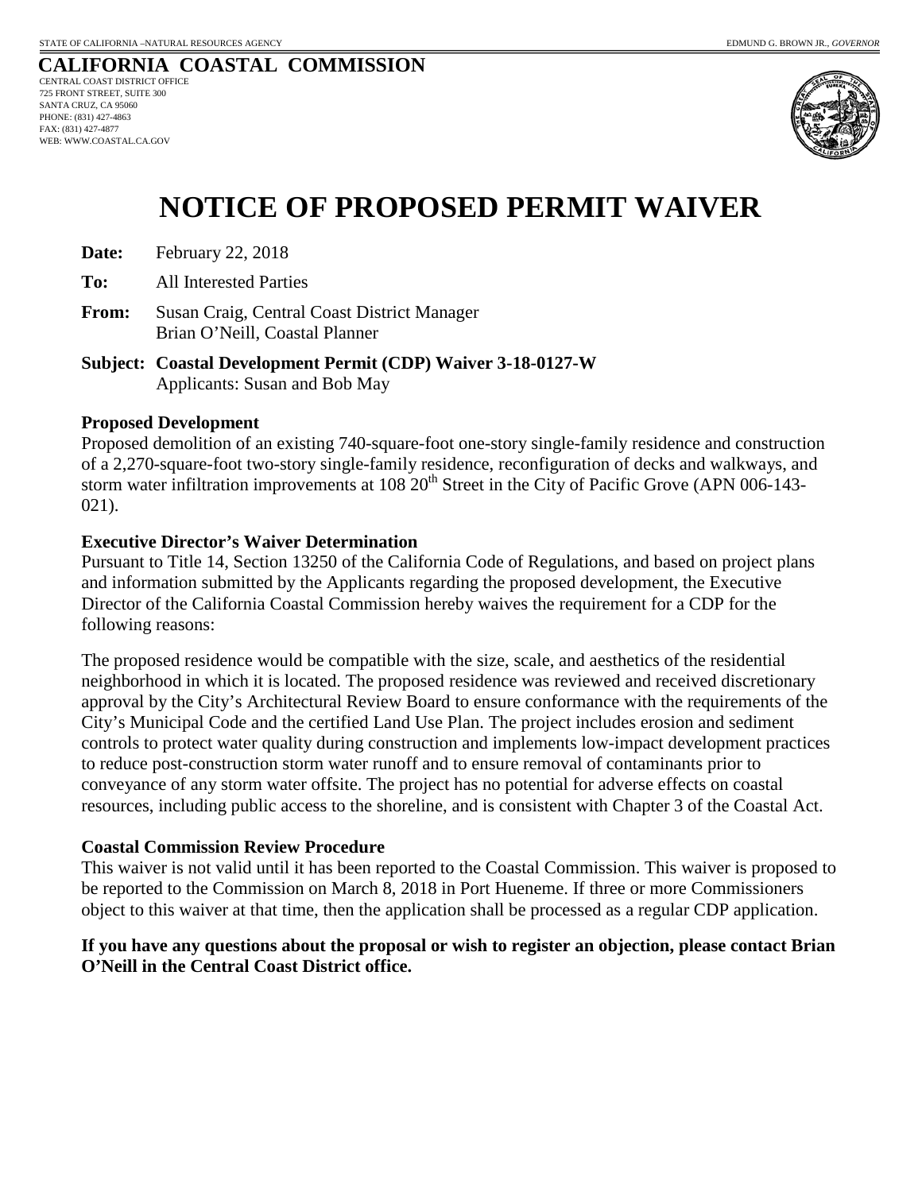STATE OF CALIFORNIA –NATURAL RESOURCES AGENCY EDMUND G. BROWN JR., *GOVERNOR*

**CALIFORNIA COASTAL COMMISSION**
CENTRAL COAST DISTRICT OFFICE
725 FRONT STREET, SUITE 300
SANTA CRUZ, CA 95060
PHONE: (831) 427-4863
FAX: (831) 427-4877
WEB: WWW.COASTAL.CA.GOV

# NOTICE OF PROPOSED PERMIT WAIVER

**Date:** February 22, 2018

**To:** All Interested Parties

**From:** Susan Craig, Central Coast District Manager
Brian O'Neill, Coastal Planner

**Subject: Coastal Development Permit (CDP) Waiver 3-18-0127-W**
Applicants: Susan and Bob May

**Proposed Development**

Proposed demolition of an existing 740-square-foot one-story single-family residence and construction of a 2,270-square-foot two-story single-family residence, reconfiguration of decks and walkways, and storm water infiltration improvements at 108 20th Street in the City of Pacific Grove (APN 006-143-021).

**Executive Director's Waiver Determination**

Pursuant to Title 14, Section 13250 of the California Code of Regulations, and based on project plans and information submitted by the Applicants regarding the proposed development, the Executive Director of the California Coastal Commission hereby waives the requirement for a CDP for the following reasons:

The proposed residence would be compatible with the size, scale, and aesthetics of the residential neighborhood in which it is located. The proposed residence was reviewed and received discretionary approval by the City's Architectural Review Board to ensure conformance with the requirements of the City's Municipal Code and the certified Land Use Plan. The project includes erosion and sediment controls to protect water quality during construction and implements low-impact development practices to reduce post-construction storm water runoff and to ensure removal of contaminants prior to conveyance of any storm water offsite. The project has no potential for adverse effects on coastal resources, including public access to the shoreline, and is consistent with Chapter 3 of the Coastal Act.

**Coastal Commission Review Procedure**

This waiver is not valid until it has been reported to the Coastal Commission. This waiver is proposed to be reported to the Commission on March 8, 2018 in Port Hueneme. If three or more Commissioners object to this waiver at that time, then the application shall be processed as a regular CDP application.

**If you have any questions about the proposal or wish to register an objection, please contact Brian O'Neill in the Central Coast District office.**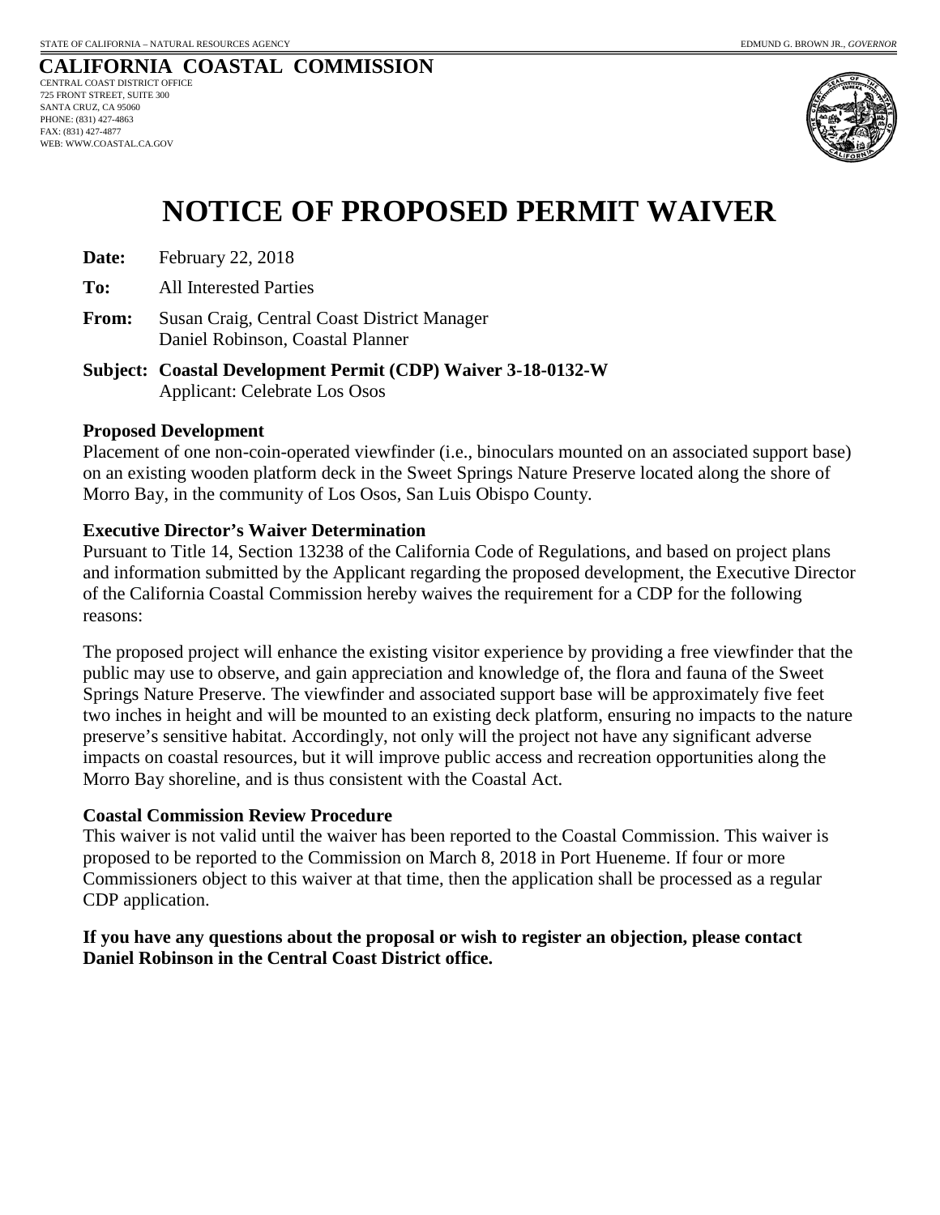STATE OF CALIFORNIA – NATURAL RESOURCES AGENCY EDMUND G. BROWN JR., *GOVERNOR*

**CALIFORNIA COASTAL COMMISSION**
CENTRAL COAST DISTRICT OFFICE
725 FRONT STREET, SUITE 300
SANTA CRUZ, CA 95060
PHONE: (831) 427-4863
FAX: (831) 427-4877
WEB: WWW.COASTAL.CA.GOV

# NOTICE OF PROPOSED PERMIT WAIVER

**Date:** February 22, 2018

**To:** All Interested Parties

**From:** Susan Craig, Central Coast District Manager
Daniel Robinson, Coastal Planner

**Subject: Coastal Development Permit (CDP) Waiver 3-18-0132-W**
Applicant: Celebrate Los Osos

**Proposed Development**
Placement of one non-coin-operated viewfinder (i.e., binoculars mounted on an associated support base) on an existing wooden platform deck in the Sweet Springs Nature Preserve located along the shore of Morro Bay, in the community of Los Osos, San Luis Obispo County.

**Executive Director's Waiver Determination**
Pursuant to Title 14, Section 13238 of the California Code of Regulations, and based on project plans and information submitted by the Applicant regarding the proposed development, the Executive Director of the California Coastal Commission hereby waives the requirement for a CDP for the following reasons:

The proposed project will enhance the existing visitor experience by providing a free viewfinder that the public may use to observe, and gain appreciation and knowledge of, the flora and fauna of the Sweet Springs Nature Preserve. The viewfinder and associated support base will be approximately five feet two inches in height and will be mounted to an existing deck platform, ensuring no impacts to the nature preserve's sensitive habitat. Accordingly, not only will the project not have any significant adverse impacts on coastal resources, but it will improve public access and recreation opportunities along the Morro Bay shoreline, and is thus consistent with the Coastal Act.

**Coastal Commission Review Procedure**
This waiver is not valid until the waiver has been reported to the Coastal Commission. This waiver is proposed to be reported to the Commission on March 8, 2018 in Port Hueneme. If four or more Commissioners object to this waiver at that time, then the application shall be processed as a regular CDP application.

**If you have any questions about the proposal or wish to register an objection, please contact Daniel Robinson in the Central Coast District office.**